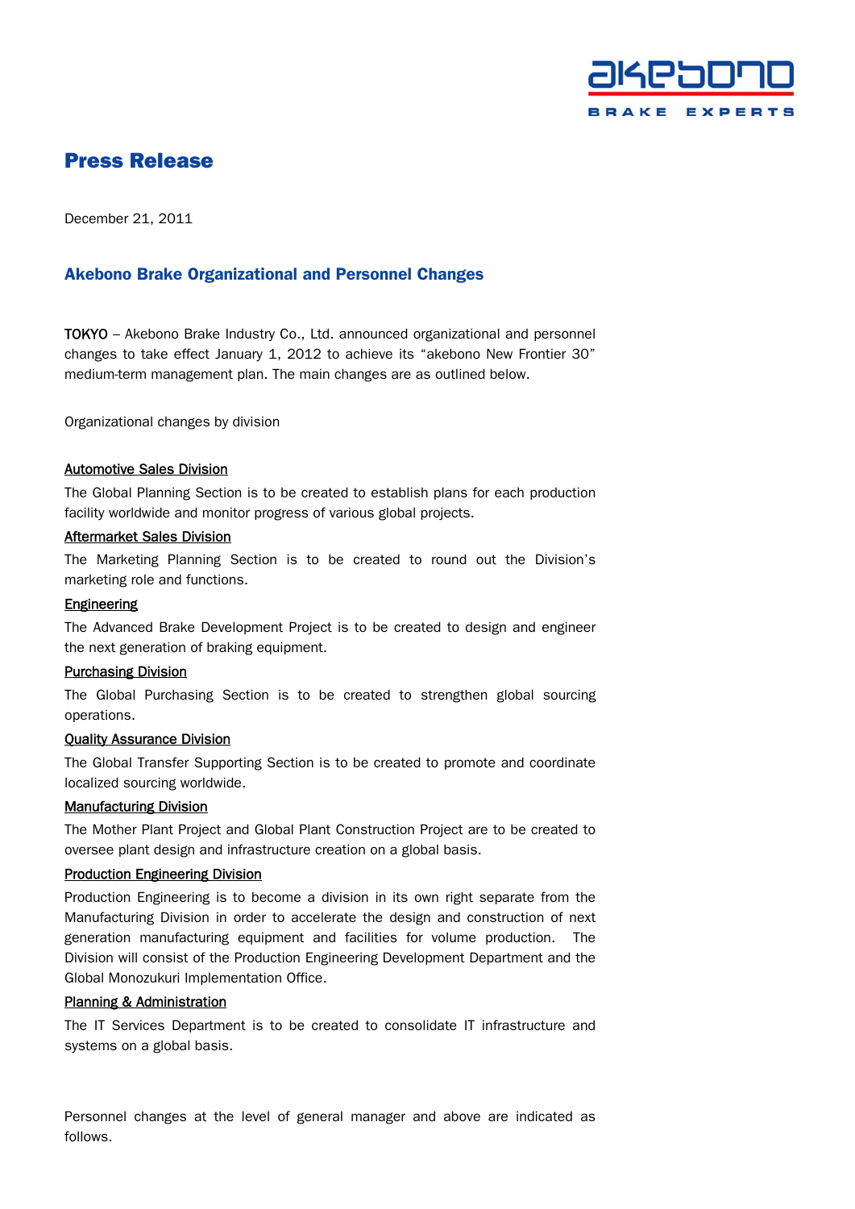# Press Release

December 21, 2011

## Akebono Brake Organizational and Personnel Changes

TOKYO – Akebono Brake Industry Co., Ltd. announced organizational and personnel changes to take effect January 1, 2012 to achieve its "akebono New Frontier 30" medium-term management plan. The main changes are as outlined below.

Organizational changes by division

**Automotive Sales Division**

The Global Planning Section is to be created to establish plans for each production facility worldwide and monitor progress of various global projects.

**Aftermarket Sales Division**

The Marketing Planning Section is to be created to round out the Division's marketing role and functions.

**Engineering**

The Advanced Brake Development Project is to be created to design and engineer the next generation of braking equipment.

**Purchasing Division**

The Global Purchasing Section is to be created to strengthen global sourcing operations.

**Quality Assurance Division**

The Global Transfer Supporting Section is to be created to promote and coordinate localized sourcing worldwide.

**Manufacturing Division**

The Mother Plant Project and Global Plant Construction Project are to be created to oversee plant design and infrastructure creation on a global basis.

**Production Engineering Division**

Production Engineering is to become a division in its own right separate from the Manufacturing Division in order to accelerate the design and construction of next generation manufacturing equipment and facilities for volume production. The Division will consist of the Production Engineering Development Department and the Global Monozukuri Implementation Office.

**Planning & Administration**

The IT Services Department is to be created to consolidate IT infrastructure and systems on a global basis.

Personnel changes at the level of general manager and above are indicated as follows.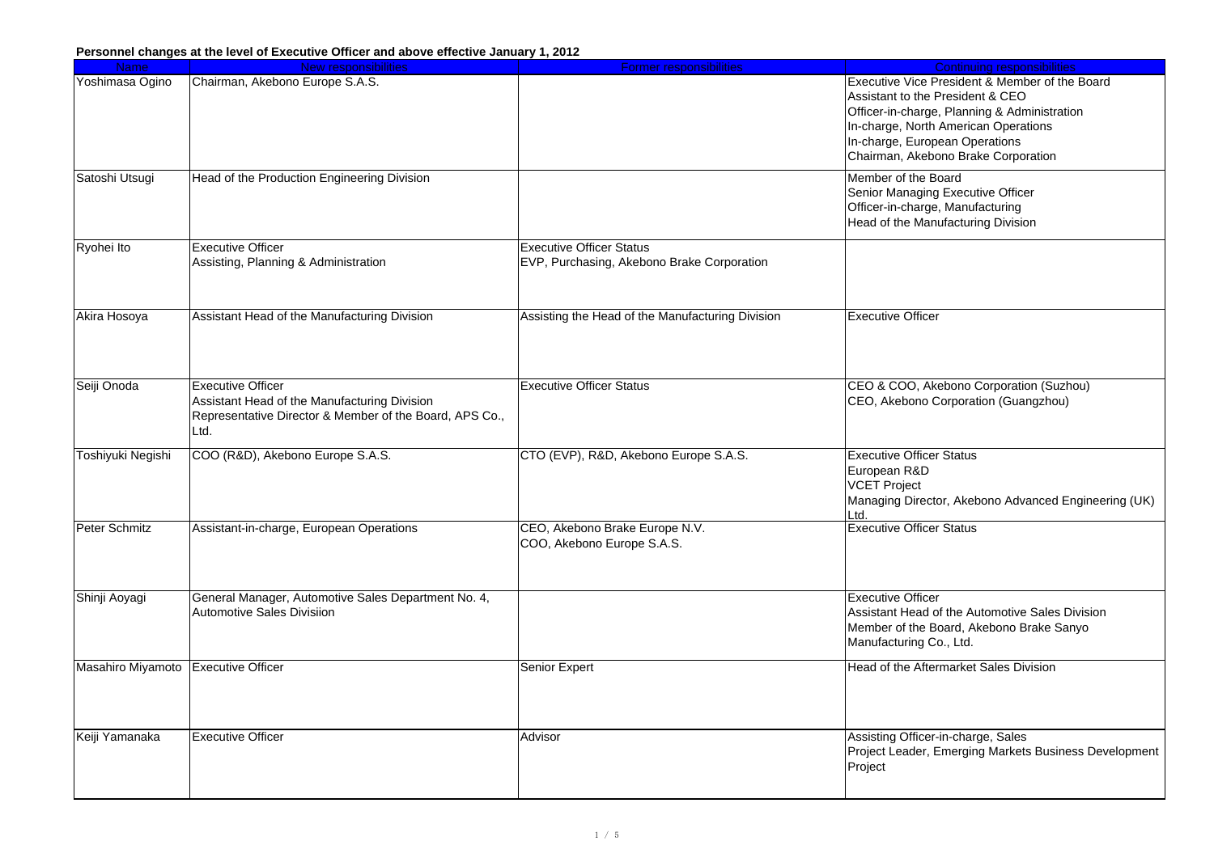**Personnel changes at the level of Executive Officer and above effective January 1, 2012**

| Name | New responsibilities | Former responsibilities | Continuing responsibilities |
|---|---|---|---|
| Yoshimasa Ogino | Chairman, Akebono Europe S.A.S. | | Executive Vice President & Member of the Board<br>Assistant to the President & CEO<br>Officer-in-charge, Planning & Administration<br>In-charge, North American Operations<br>In-charge, European Operations<br>Chairman, Akebono Brake Corporation |
| Satoshi Utsugi | Head of the Production Engineering Division | | Member of the Board<br>Senior Managing Executive Officer<br>Officer-in-charge, Manufacturing<br>Head of the Manufacturing Division |
| Ryohei Ito | Executive Officer<br>Assisting, Planning & Administration | Executive Officer Status<br>EVP, Purchasing, Akebono Brake Corporation | |
| Akira Hosoya | Assistant Head of the Manufacturing Division | Assisting the Head of the Manufacturing Division | Executive Officer |
| Seiji Onoda | Executive Officer<br>Assistant Head of the Manufacturing Division<br>Representative Director & Member of the Board, APS Co., Ltd. | Executive Officer Status | CEO & COO, Akebono Corporation (Suzhou)<br>CEO, Akebono Corporation (Guangzhou) |
| Toshiyuki Negishi | COO (R&D), Akebono Europe S.A.S. | CTO (EVP), R&D, Akebono Europe S.A.S. | Executive Officer Status<br>European R&D<br>VCET Project<br>Managing Director, Akebono Advanced Engineering (UK) Ltd. |
| Peter Schmitz | Assistant-in-charge, European Operations | CEO, Akebono Brake Europe N.V.<br>COO, Akebono Europe S.A.S. | Executive Officer Status |
| Shinji Aoyagi | General Manager, Automotive Sales Department No. 4, Automotive Sales Divisiion | | Executive Officer<br>Assistant Head of the Automotive Sales Division<br>Member of the Board, Akebono Brake Sanyo Manufacturing Co., Ltd. |
| Masahiro Miyamoto | Executive Officer | Senior Expert | Head of the Aftermarket Sales Division |
| Keiji Yamanaka | Executive Officer | Advisor | Assisting Officer-in-charge, Sales<br>Project Leader, Emerging Markets Business Development Project |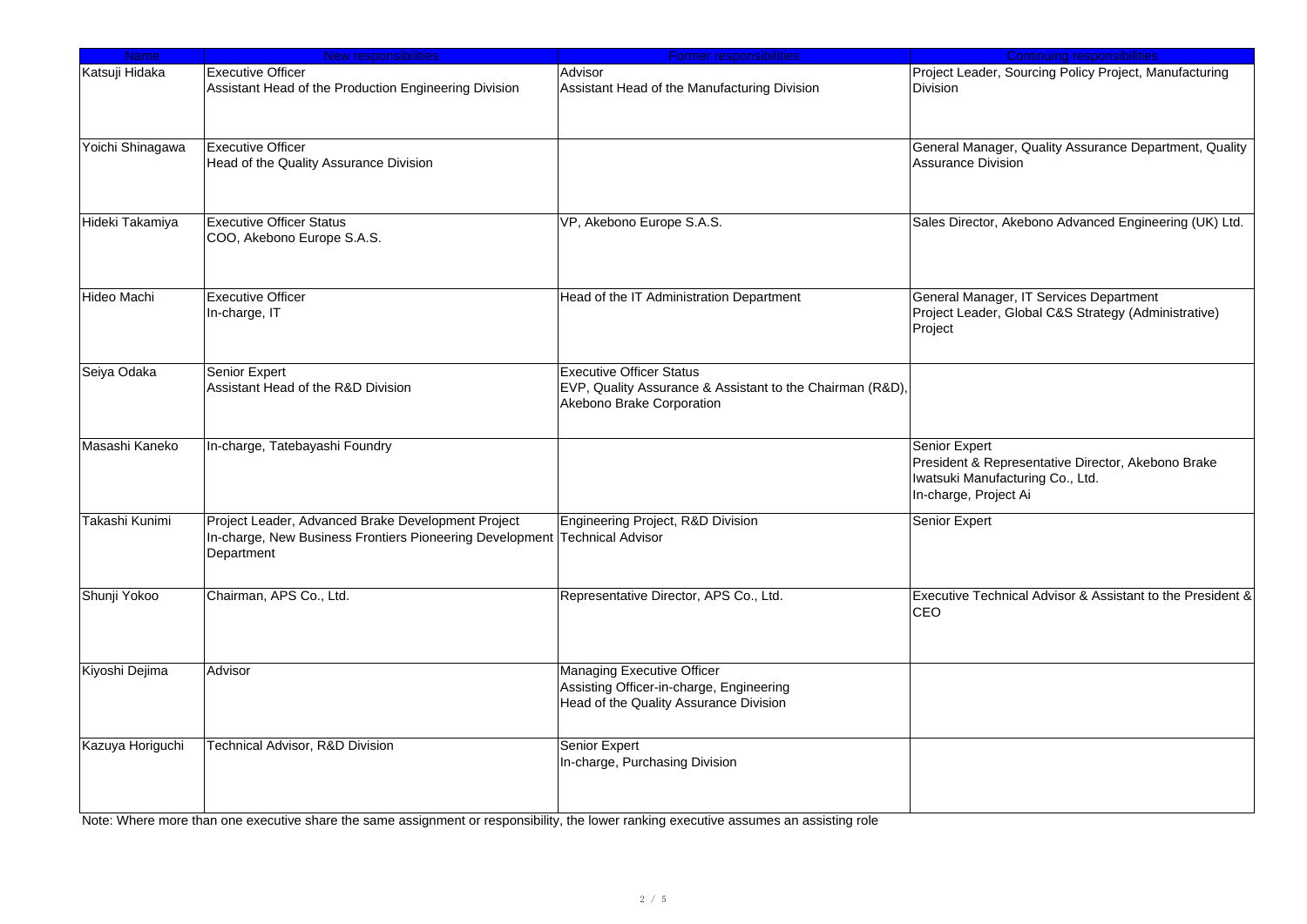| Name | New responsibilities | Former responsibilities | Continuing responsibilities |
|---|---|---|---|
| Katsuji Hidaka | Executive Officer<br>Assistant Head of the Production Engineering Division | Advisor<br>Assistant Head of the Manufacturing Division | Project Leader, Sourcing Policy Project, Manufacturing Division |
| Yoichi Shinagawa | Executive Officer<br>Head of the Quality Assurance Division | | General Manager, Quality Assurance Department, Quality Assurance Division |
| Hideki Takamiya | Executive Officer Status<br>COO, Akebono Europe S.A.S. | VP, Akebono Europe S.A.S. | Sales Director, Akebono Advanced Engineering (UK) Ltd. |
| Hideo Machi | Executive Officer<br>In-charge, IT | Head of the IT Administration Department | General Manager, IT Services Department<br>Project Leader, Global C&S Strategy (Administrative) Project |
| Seiya Odaka | Senior Expert<br>Assistant Head of the R&D Division | Executive Officer Status<br>EVP, Quality Assurance & Assistant to the Chairman (R&D), Akebono Brake Corporation | |
| Masashi Kaneko | In-charge, Tatebayashi Foundry | | Senior Expert<br>President & Representative Director, Akebono Brake Iwatsuki Manufacturing Co., Ltd.<br>In-charge, Project Ai |
| Takashi Kunimi | Project Leader, Advanced Brake Development Project<br>In-charge, New Business Frontiers Pioneering Development Department | Engineering Project, R&D Division<br>Technical Advisor | Senior Expert |
| Shunji Yokoo | Chairman, APS Co., Ltd. | Representative Director, APS Co., Ltd. | Executive Technical Advisor & Assistant to the President & CEO |
| Kiyoshi Dejima | Advisor | Managing Executive Officer<br>Assisting Officer-in-charge, Engineering<br>Head of the Quality Assurance Division | |
| Kazuya Horiguchi | Technical Advisor, R&D Division | Senior Expert<br>In-charge, Purchasing Division | |

Note: Where more than one executive share the same assignment or responsibility, the lower ranking executive assumes an assisting role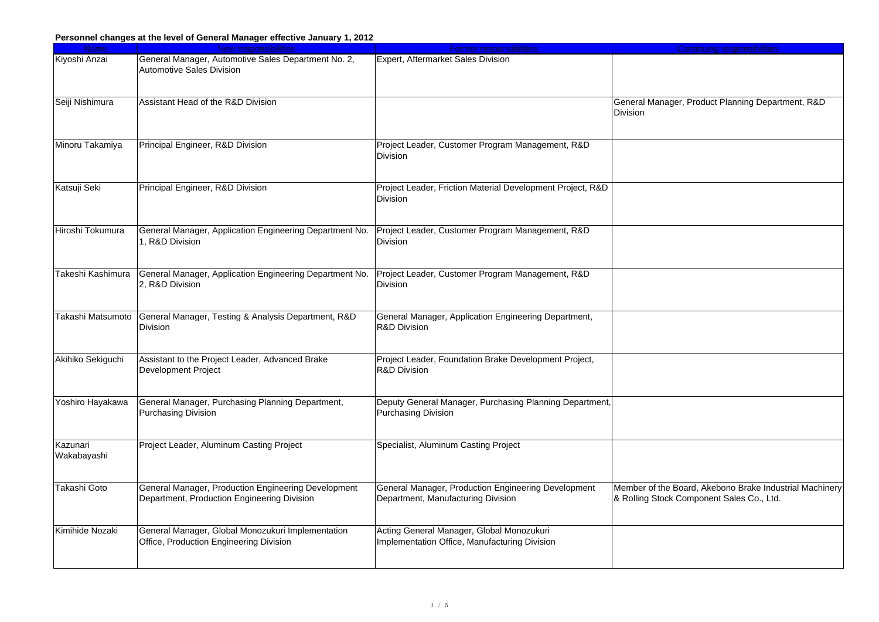**Personnel changes at the level of General Manager effective January 1, 2012**

| Name | New responsibilities | Former responsibilities | Continuing responsibilities |
|---|---|---|---|
| Kiyoshi Anzai | General Manager, Automotive Sales Department No. 2, Automotive Sales Division | Expert, Aftermarket Sales Division | |
| Seiji Nishimura | Assistant Head of the R&D Division | | General Manager, Product Planning Department, R&D Division |
| Minoru Takamiya | Principal Engineer, R&D Division | Project Leader, Customer Program Management, R&D Division | |
| Katsuji Seki | Principal Engineer, R&D Division | Project Leader, Friction Material Development Project, R&D Division | |
| Hiroshi Tokumura | General Manager, Application Engineering Department No. 1, R&D Division | Project Leader, Customer Program Management, R&D Division | |
| Takeshi Kashimura | General Manager, Application Engineering Department No. 2, R&D Division | Project Leader, Customer Program Management, R&D Division | |
| Takashi Matsumoto | General Manager, Testing & Analysis Department, R&D Division | General Manager, Application Engineering Department, R&D Division | |
| Akihiko Sekiguchi | Assistant to the Project Leader, Advanced Brake Development Project | Project Leader, Foundation Brake Development Project, R&D Division | |
| Yoshiro Hayakawa | General Manager, Purchasing Planning Department, Purchasing Division | Deputy General Manager, Purchasing Planning Department, Purchasing Division | |
| Kazunari Wakabayashi | Project Leader, Aluminum Casting Project | Specialist, Aluminum Casting Project | |
| Takashi Goto | General Manager, Production Engineering Development Department, Production Engineering Division | General Manager, Production Engineering Development Department, Manufacturing Division | Member of the Board, Akebono Brake Industrial Machinery & Rolling Stock Component Sales Co., Ltd. |
| Kimihide Nozaki | General Manager, Global Monozukuri Implementation Office, Production Engineering Division | Acting General Manager, Global Monozukuri Implementation Office, Manufacturing Division | |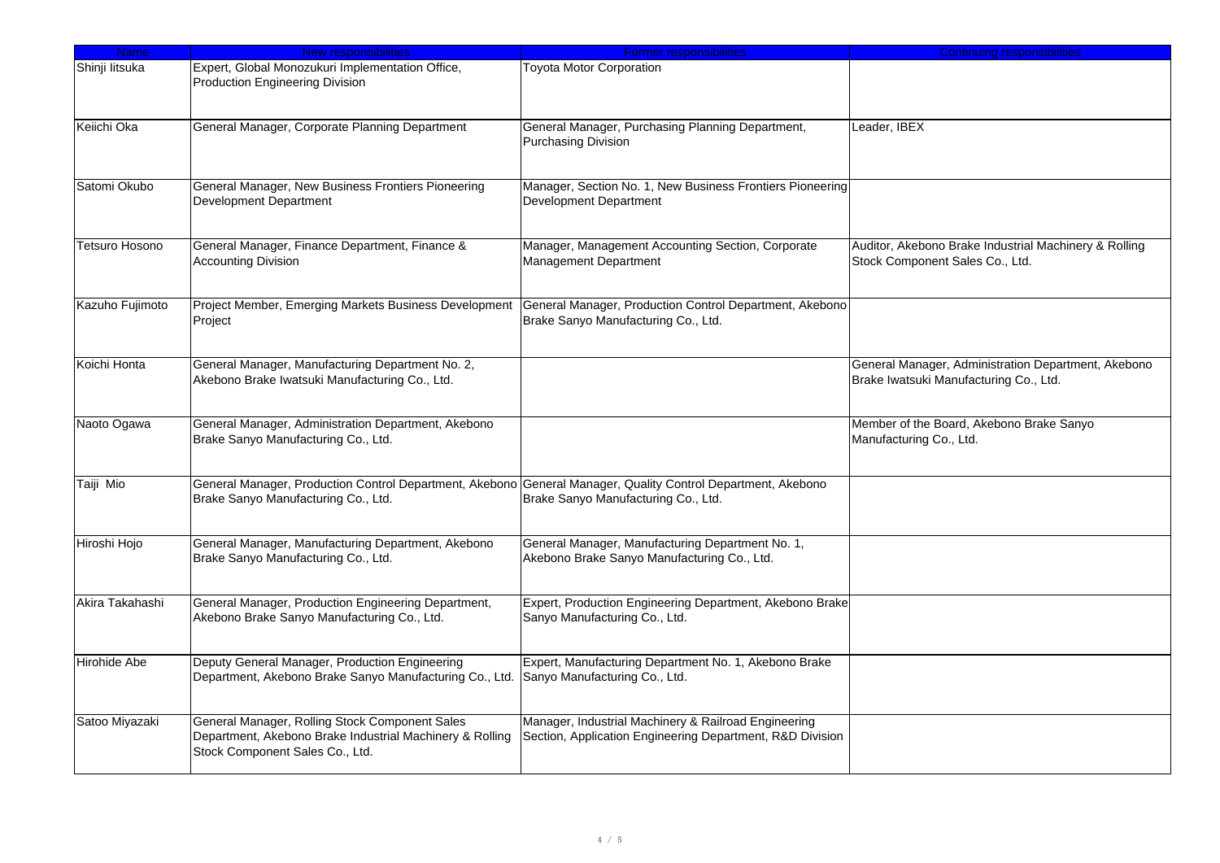| Name | New responsibilities | Former responsibilities | Continuing responsibilities |
| --- | --- | --- | --- |
| Shinji Iitsuka | Expert, Global Monozukuri Implementation Office, Production Engineering Division | Toyota Motor Corporation | |
| Keiichi Oka | General Manager, Corporate Planning Department | General Manager, Purchasing Planning Department, Purchasing Division | Leader, IBEX |
| Satomi Okubo | General Manager, New Business Frontiers Pioneering Development Department | Manager, Section No. 1, New Business Frontiers Pioneering Development Department | |
| Tetsuro Hosono | General Manager, Finance Department, Finance & Accounting Division | Manager, Management Accounting Section, Corporate Management Department | Auditor, Akebono Brake Industrial Machinery & Rolling Stock Component Sales Co., Ltd. |
| Kazuho Fujimoto | Project Member, Emerging Markets Business Development Project | General Manager, Production Control Department, Akebono Brake Sanyo Manufacturing Co., Ltd. | |
| Koichi Honta | General Manager, Manufacturing Department No. 2, Akebono Brake Iwatsuki Manufacturing Co., Ltd. | | General Manager, Administration Department, Akebono Brake Iwatsuki Manufacturing Co., Ltd. |
| Naoto Ogawa | General Manager, Administration Department, Akebono Brake Sanyo Manufacturing Co., Ltd. | | Member of the Board, Akebono Brake Sanyo Manufacturing Co., Ltd. |
| Taiji Mio | General Manager, Production Control Department, Akebono Brake Sanyo Manufacturing Co., Ltd. | General Manager, Quality Control Department, Akebono Brake Sanyo Manufacturing Co., Ltd. | |
| Hiroshi Hojo | General Manager, Manufacturing Department, Akebono Brake Sanyo Manufacturing Co., Ltd. | General Manager, Manufacturing Department No. 1, Akebono Brake Sanyo Manufacturing Co., Ltd. | |
| Akira Takahashi | General Manager, Production Engineering Department, Akebono Brake Sanyo Manufacturing Co., Ltd. | Expert, Production Engineering Department, Akebono Brake Sanyo Manufacturing Co., Ltd. | |
| Hirohide Abe | Deputy General Manager, Production Engineering Department, Akebono Brake Sanyo Manufacturing Co., Ltd. | Expert, Manufacturing Department No. 1, Akebono Brake Sanyo Manufacturing Co., Ltd. | |
| Satoo Miyazaki | General Manager, Rolling Stock Component Sales Department, Akebono Brake Industrial Machinery & Rolling Stock Component Sales Co., Ltd. | Manager, Industrial Machinery & Railroad Engineering Section, Application Engineering Department, R&D Division | |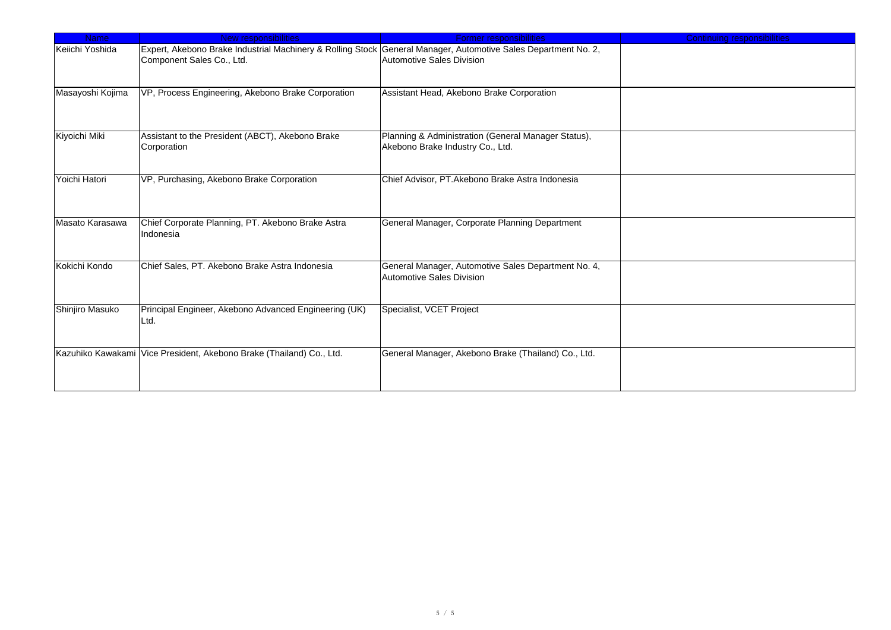| Name | New responsibilities | Former responsibilities | Continuing responsibilities |
| --- | --- | --- | --- |
| Keiichi Yoshida | Expert, Akebono Brake Industrial Machinery & Rolling Stock Component Sales Co., Ltd. | General Manager, Automotive Sales Department No. 2, Automotive Sales Division | |
| Masayoshi Kojima | VP, Process Engineering, Akebono Brake Corporation | Assistant Head, Akebono Brake Corporation | |
| Kiyoichi Miki | Assistant to the President (ABCT), Akebono Brake Corporation | Planning & Administration (General Manager Status), Akebono Brake Industry Co., Ltd. | |
| Yoichi Hatori | VP, Purchasing, Akebono Brake Corporation | Chief Advisor, PT.Akebono Brake Astra Indonesia | |
| Masato Karasawa | Chief Corporate Planning, PT. Akebono Brake Astra Indonesia | General Manager, Corporate Planning Department | |
| Kokichi Kondo | Chief Sales, PT. Akebono Brake Astra Indonesia | General Manager, Automotive Sales Department No. 4, Automotive Sales Division | |
| Shinjiro Masuko | Principal Engineer, Akebono Advanced Engineering (UK) Ltd. | Specialist, VCET Project | |
| Kazuhiko Kawakami | Vice President, Akebono Brake (Thailand) Co., Ltd. | General Manager, Akebono Brake (Thailand) Co., Ltd. | |